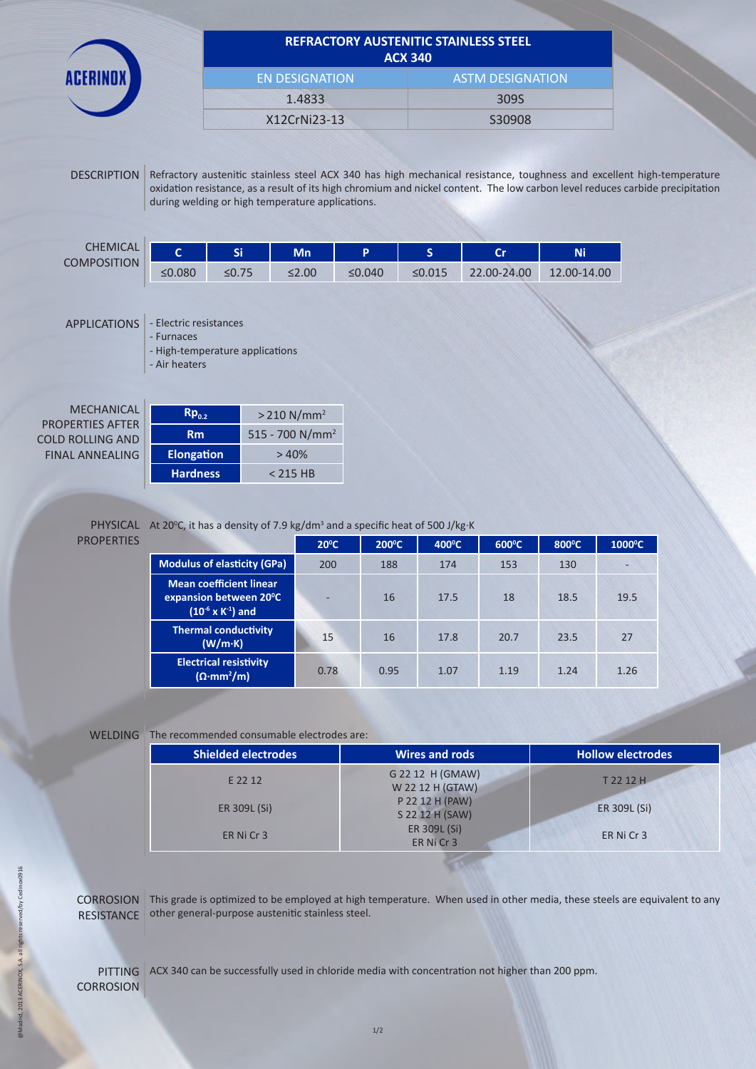ACERINOX

# REFRACTORY AUSTENITIC STAINLESS STEEL ACX 340

| EN DESIGNATION | ASTM DESIGNATION |
|---|---|
| 1.4833 | 309S |
| X12CrNi23-13 | S30908 |

## DESCRIPTION

Refractory austenitic stainless steel ACX 340 has high mechanical resistance, toughness and excellent high-temperature oxidation resistance, as a result of its high chromium and nickel content. The low carbon level reduces carbide precipitation during welding or high temperature applications.

## CHEMICAL COMPOSITION

| C | Si | Mn | P | S | Cr | Ni |
|---|---|---|---|---|---|---|
| ≤0.080 | ≤0.75 | ≤2.00 | ≤0.040 | ≤0.015 | 22.00-24.00 | 12.00-14.00 |

## APPLICATIONS

- Electric resistances
- Furnaces
- High-temperature applications
- Air heaters

## MECHANICAL PROPERTIES AFTER COLD ROLLING AND FINAL ANNEALING

| Property | Value |
|---|---|
| $Rp_{0.2}$ | > 210 N/mm$^2$ |
| Rm | 515 - 700 N/mm$^2$ |
| Elongation | > 40% |
| Hardness | < 215 HB |

## PHYSICAL PROPERTIES

At 20ºC, it has a density of 7.9 kg/dm$^3$ and a specific heat of 500 J/kg·K

| | 20ºC | 200ºC | 400ºC | 600ºC | 800ºC | 1000ºC |
|---|---|---|---|---|---|---|
| Modulus of elasticity (GPa) | 200 | 188 | 174 | 153 | 130 | - |
| Mean coefficient linear expansion between 20ºC ($10^{-6}$ x $K^{-1}$) and | - | 16 | 17.5 | 18 | 18.5 | 19.5 |
| Thermal conductivity (W/m·K) | 15 | 16 | 17.8 | 20.7 | 23.5 | 27 |
| Electrical resistivity (Ω·mm$^2$/m) | 0.78 | 0.95 | 1.07 | 1.19 | 1.24 | 1.26 |

## WELDING

The recommended consumable electrodes are:

| Shielded electrodes | Wires and rods | Hollow electrodes |
|---|---|---|
| E 22 12 | G 22 12 H (GMAW)<br>W 22 12 H (GTAW) | T 22 12 H |
| ER 309L (Si) | P 22 12 H (PAW)<br>S 22 12 H (SAW) | ER 309L (Si) |
| ER Ni Cr 3 | ER 309L (Si)<br>ER Ni Cr 3 | ER Ni Cr 3 |

## CORROSION RESISTANCE

This grade is optimized to be employed at high temperature. When used in other media, these steels are equivalent to any other general-purpose austenitic stainless steel.

## PITTING CORROSION

ACX 340 can be successfully used in chloride media with concentration not higher than 200 ppm.

@Madrid, 2013 ACERINOX, S.A. all rights reserved/by Cedinox0916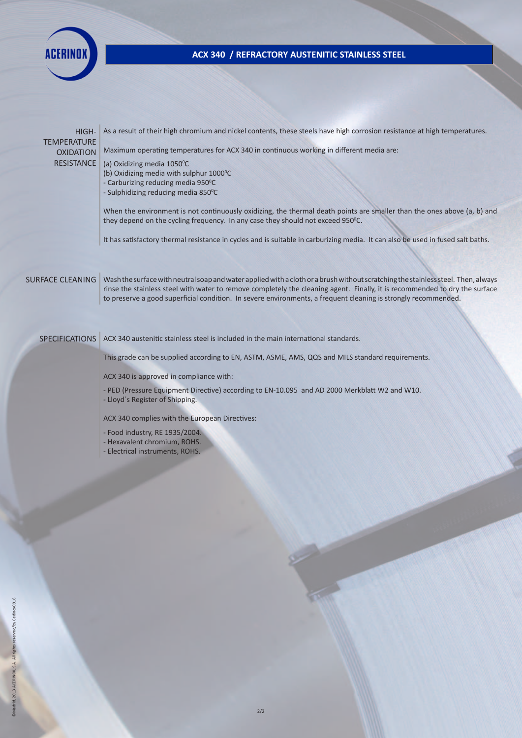## ACX 340 / REFRACTORY AUSTENITIC STAINLESS STEEL

### HIGH-TEMPERATURE OXIDATION RESISTANCE

As a result of their high chromium and nickel contents, these steels have high corrosion resistance at high temperatures.

Maximum operating temperatures for ACX 340 in continuous working in different media are:

(a) Oxidizing media 1050ºC
(b) Oxidizing media with sulphur 1000ºC
- Carburizing reducing media 950ºC
- Sulphidizing reducing media 850ºC

When the environment is not continuously oxidizing, the thermal death points are smaller than the ones above (a, b) and they depend on the cycling frequency. In any case they should not exceed 950ºC.

It has satisfactory thermal resistance in cycles and is suitable in carburizing media. It can also be used in fused salt baths.

### SURFACE CLEANING

Wash the surface with neutral soap and water applied with a cloth or a brush without scratching the stainless steel. Then, always rinse the stainless steel with water to remove completely the cleaning agent. Finally, it is recommended to dry the surface to preserve a good superficial condition. In severe environments, a frequent cleaning is strongly recommended.

### SPECIFICATIONS

ACX 340 austenitic stainless steel is included in the main international standards.

This grade can be supplied according to EN, ASTM, ASME, AMS, QQS and MILS standard requirements.

ACX 340 is approved in compliance with:

- PED (Pressure Equipment Directive) according to EN-10.095 and AD 2000 Merkblatt W2 and W10.
- Lloyd´s Register of Shipping.

ACX 340 complies with the European Directives:

- Food industry, RE 1935/2004.
- Hexavalent chromium, ROHS.
- Electrical instruments, ROHS.

©Madrid, 2013 ACERINOX, S.A. All rights reserved/by Cedinox0916